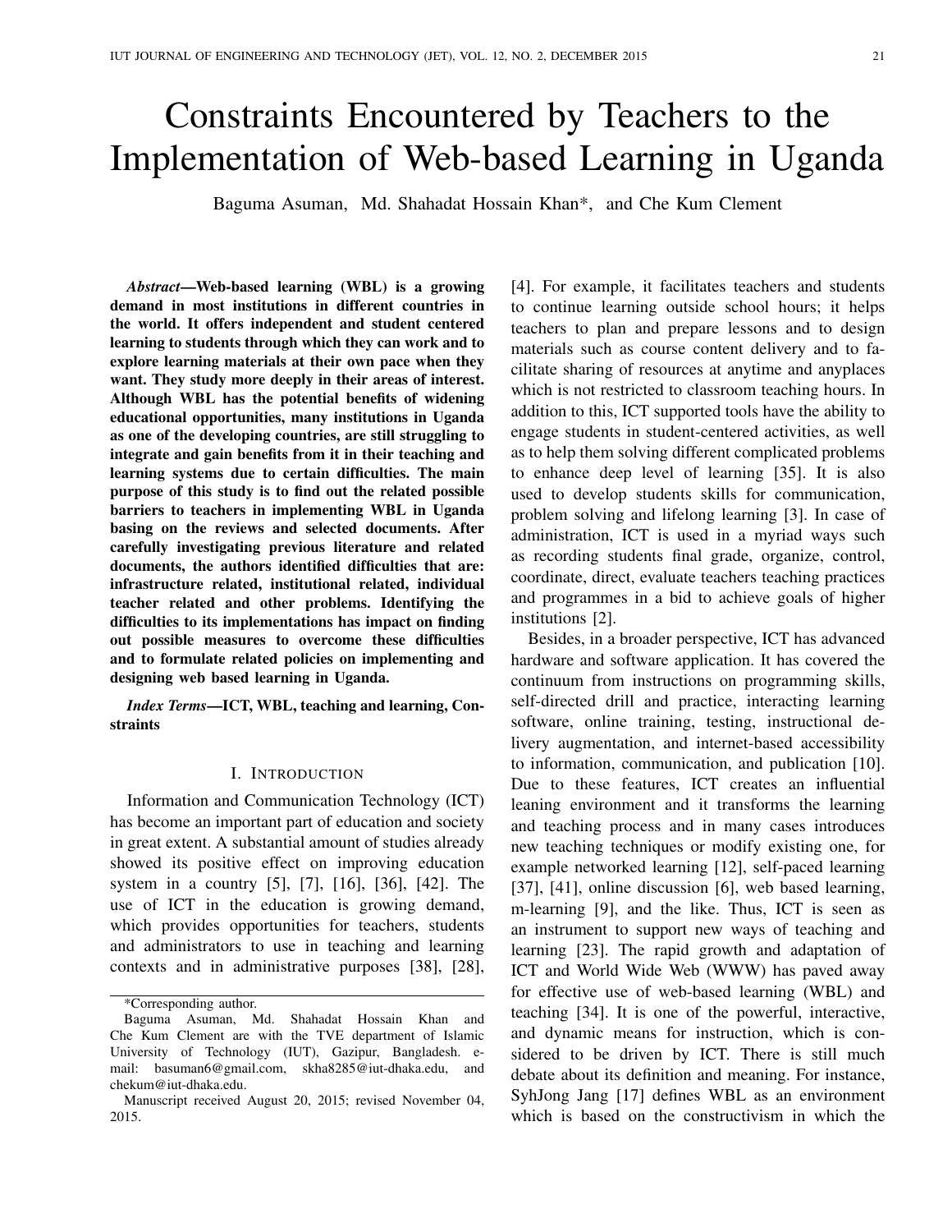# Constraints Encountered by Teachers to the Implementation of Web-based Learning in Uganda

Baguma Asuman, Md. Shahadat Hossain Khan*, and Che Kum Clement

***Abstract*—Web-based learning (WBL) is a growing demand in most institutions in different countries in the world. It offers independent and student centered learning to students through which they can work and to explore learning materials at their own pace when they want. They study more deeply in their areas of interest. Although WBL has the potential benefits of widening educational opportunities, many institutions in Uganda as one of the developing countries, are still struggling to integrate and gain benefits from it in their teaching and learning systems due to certain difficulties. The main purpose of this study is to find out the related possible barriers to teachers in implementing WBL in Uganda basing on the reviews and selected documents. After carefully investigating previous literature and related documents, the authors identified difficulties that are: infrastructure related, institutional related, individual teacher related and other problems. Identifying the difficulties to its implementations has impact on finding out possible measures to overcome these difficulties and to formulate related policies on implementing and designing web based learning in Uganda.**

***Index Terms*—ICT, WBL, teaching and learning, Constraints**

## I. Introduction

Information and Communication Technology (ICT) has become an important part of education and society in great extent. A substantial amount of studies already showed its positive effect on improving education system in a country [5], [7], [16], [36], [42]. The use of ICT in the education is growing demand, which provides opportunities for teachers, students and administrators to use in teaching and learning contexts and in administrative purposes [38], [28], [4]. For example, it facilitates teachers and students to continue learning outside school hours; it helps teachers to plan and prepare lessons and to design materials such as course content delivery and to facilitate sharing of resources at anytime and anyplaces which is not restricted to classroom teaching hours. In addition to this, ICT supported tools have the ability to engage students in student-centered activities, as well as to help them solving different complicated problems to enhance deep level of learning [35]. It is also used to develop students skills for communication, problem solving and lifelong learning [3]. In case of administration, ICT is used in a myriad ways such as recording students final grade, organize, control, coordinate, direct, evaluate teachers teaching practices and programmes in a bid to achieve goals of higher institutions [2].

Besides, in a broader perspective, ICT has advanced hardware and software application. It has covered the continuum from instructions on programming skills, self-directed drill and practice, interacting learning software, online training, testing, instructional delivery augmentation, and internet-based accessibility to information, communication, and publication [10]. Due to these features, ICT creates an influential leaning environment and it transforms the learning and teaching process and in many cases introduces new teaching techniques or modify existing one, for example networked learning [12], self-paced learning [37], [41], online discussion [6], web based learning, m-learning [9], and the like. Thus, ICT is seen as an instrument to support new ways of teaching and learning [23]. The rapid growth and adaptation of ICT and World Wide Web (WWW) has paved away for effective use of web-based learning (WBL) and teaching [34]. It is one of the powerful, interactive, and dynamic means for instruction, which is considered to be driven by ICT. There is still much debate about its definition and meaning. For instance, SyhJong Jang [17] defines WBL as an environment which is based on the constructivism in which the

---

*Corresponding author.

Baguma Asuman, Md. Shahadat Hossain Khan and Che Kum Clement are with the TVE department of Islamic University of Technology (IUT), Gazipur, Bangladesh. e-mail: basuman6@gmail.com, skha8285@iut-dhaka.edu, and chekum@iut-dhaka.edu.

Manuscript received August 20, 2015; revised November 04, 2015.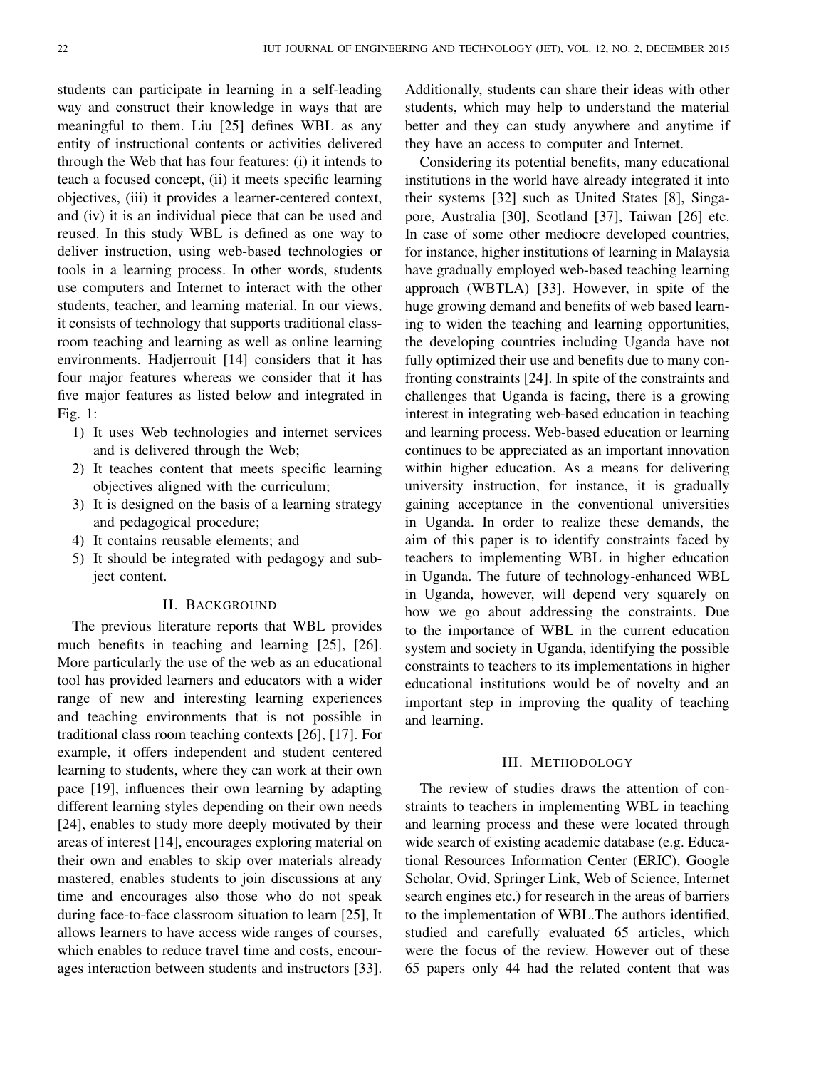students can participate in learning in a self-leading way and construct their knowledge in ways that are meaningful to them. Liu [25] defines WBL as any entity of instructional contents or activities delivered through the Web that has four features: (i) it intends to teach a focused concept, (ii) it meets specific learning objectives, (iii) it provides a learner-centered context, and (iv) it is an individual piece that can be used and reused. In this study WBL is defined as one way to deliver instruction, using web-based technologies or tools in a learning process. In other words, students use computers and Internet to interact with the other students, teacher, and learning material. In our views, it consists of technology that supports traditional classroom teaching and learning as well as online learning environments. Hadjerrouit [14] considers that it has four major features whereas we consider that it has five major features as listed below and integrated in Fig. 1:

1) It uses Web technologies and internet services and is delivered through the Web;
2) It teaches content that meets specific learning objectives aligned with the curriculum;
3) It is designed on the basis of a learning strategy and pedagogical procedure;
4) It contains reusable elements; and
5) It should be integrated with pedagogy and subject content.

## II. Background

The previous literature reports that WBL provides much benefits in teaching and learning [25], [26]. More particularly the use of the web as an educational tool has provided learners and educators with a wider range of new and interesting learning experiences and teaching environments that is not possible in traditional class room teaching contexts [26], [17]. For example, it offers independent and student centered learning to students, where they can work at their own pace [19], influences their own learning by adapting different learning styles depending on their own needs [24], enables to study more deeply motivated by their areas of interest [14], encourages exploring material on their own and enables to skip over materials already mastered, enables students to join discussions at any time and encourages also those who do not speak during face-to-face classroom situation to learn [25], It allows learners to have access wide ranges of courses, which enables to reduce travel time and costs, encourages interaction between students and instructors [33]. Additionally, students can share their ideas with other students, which may help to understand the material better and they can study anywhere and anytime if they have an access to computer and Internet.

Considering its potential benefits, many educational institutions in the world have already integrated it into their systems [32] such as United States [8], Singapore, Australia [30], Scotland [37], Taiwan [26] etc. In case of some other mediocre developed countries, for instance, higher institutions of learning in Malaysia have gradually employed web-based teaching learning approach (WBTLA) [33]. However, in spite of the huge growing demand and benefits of web based learning to widen the teaching and learning opportunities, the developing countries including Uganda have not fully optimized their use and benefits due to many confronting constraints [24]. In spite of the constraints and challenges that Uganda is facing, there is a growing interest in integrating web-based education in teaching and learning process. Web-based education or learning continues to be appreciated as an important innovation within higher education. As a means for delivering university instruction, for instance, it is gradually gaining acceptance in the conventional universities in Uganda. In order to realize these demands, the aim of this paper is to identify constraints faced by teachers to implementing WBL in higher education in Uganda. The future of technology-enhanced WBL in Uganda, however, will depend very squarely on how we go about addressing the constraints. Due to the importance of WBL in the current education system and society in Uganda, identifying the possible constraints to teachers to its implementations in higher educational institutions would be of novelty and an important step in improving the quality of teaching and learning.

## III. Methodology

The review of studies draws the attention of constraints to teachers in implementing WBL in teaching and learning process and these were located through wide search of existing academic database (e.g. Educational Resources Information Center (ERIC), Google Scholar, Ovid, Springer Link, Web of Science, Internet search engines etc.) for research in the areas of barriers to the implementation of WBL.The authors identified, studied and carefully evaluated 65 articles, which were the focus of the review. However out of these 65 papers only 44 had the related content that was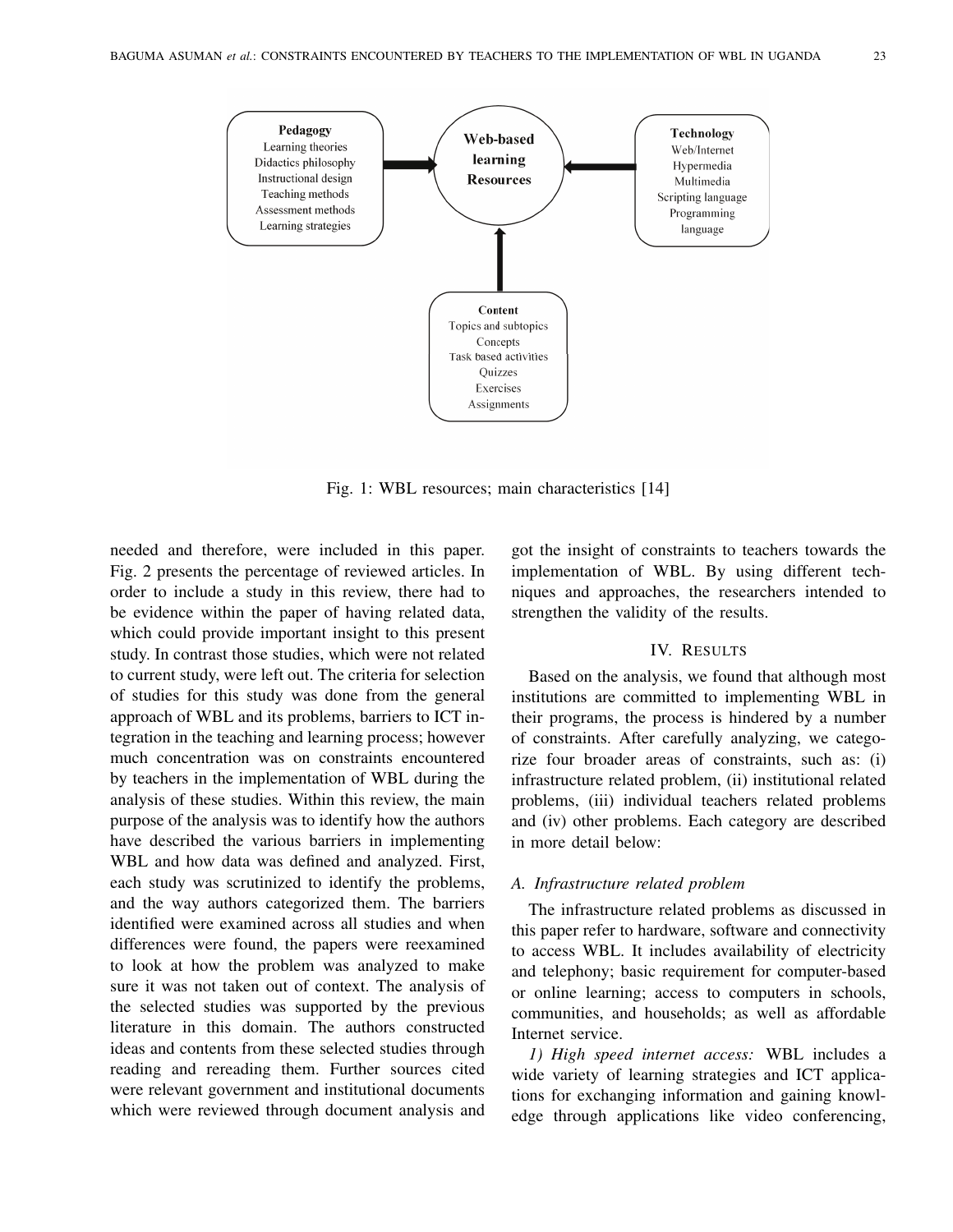Fig. 1: WBL resources; main characteristics [14]

needed and therefore, were included in this paper. Fig. 2 presents the percentage of reviewed articles. In order to include a study in this review, there had to be evidence within the paper of having related data, which could provide important insight to this present study. In contrast those studies, which were not related to current study, were left out. The criteria for selection of studies for this study was done from the general approach of WBL and its problems, barriers to ICT integration in the teaching and learning process; however much concentration was on constraints encountered by teachers in the implementation of WBL during the analysis of these studies. Within this review, the main purpose of the analysis was to identify how the authors have described the various barriers in implementing WBL and how data was defined and analyzed. First, each study was scrutinized to identify the problems, and the way authors categorized them. The barriers identified were examined across all studies and when differences were found, the papers were reexamined to look at how the problem was analyzed to make sure it was not taken out of context. The analysis of the selected studies was supported by the previous literature in this domain. The authors constructed ideas and contents from these selected studies through reading and rereading them. Further sources cited were relevant government and institutional documents which were reviewed through document analysis and got the insight of constraints to teachers towards the implementation of WBL. By using different techniques and approaches, the researchers intended to strengthen the validity of the results.

## IV. Results

Based on the analysis, we found that although most institutions are committed to implementing WBL in their programs, the process is hindered by a number of constraints. After carefully analyzing, we categorize four broader areas of constraints, such as: (i) infrastructure related problem, (ii) institutional related problems, (iii) individual teachers related problems and (iv) other problems. Each category are described in more detail below:

### *A. Infrastructure related problem*

The infrastructure related problems as discussed in this paper refer to hardware, software and connectivity to access WBL. It includes availability of electricity and telephony; basic requirement for computer-based or online learning; access to computers in schools, communities, and households; as well as affordable Internet service.

*1) High speed internet access:* WBL includes a wide variety of learning strategies and ICT applications for exchanging information and gaining knowledge through applications like video conferencing,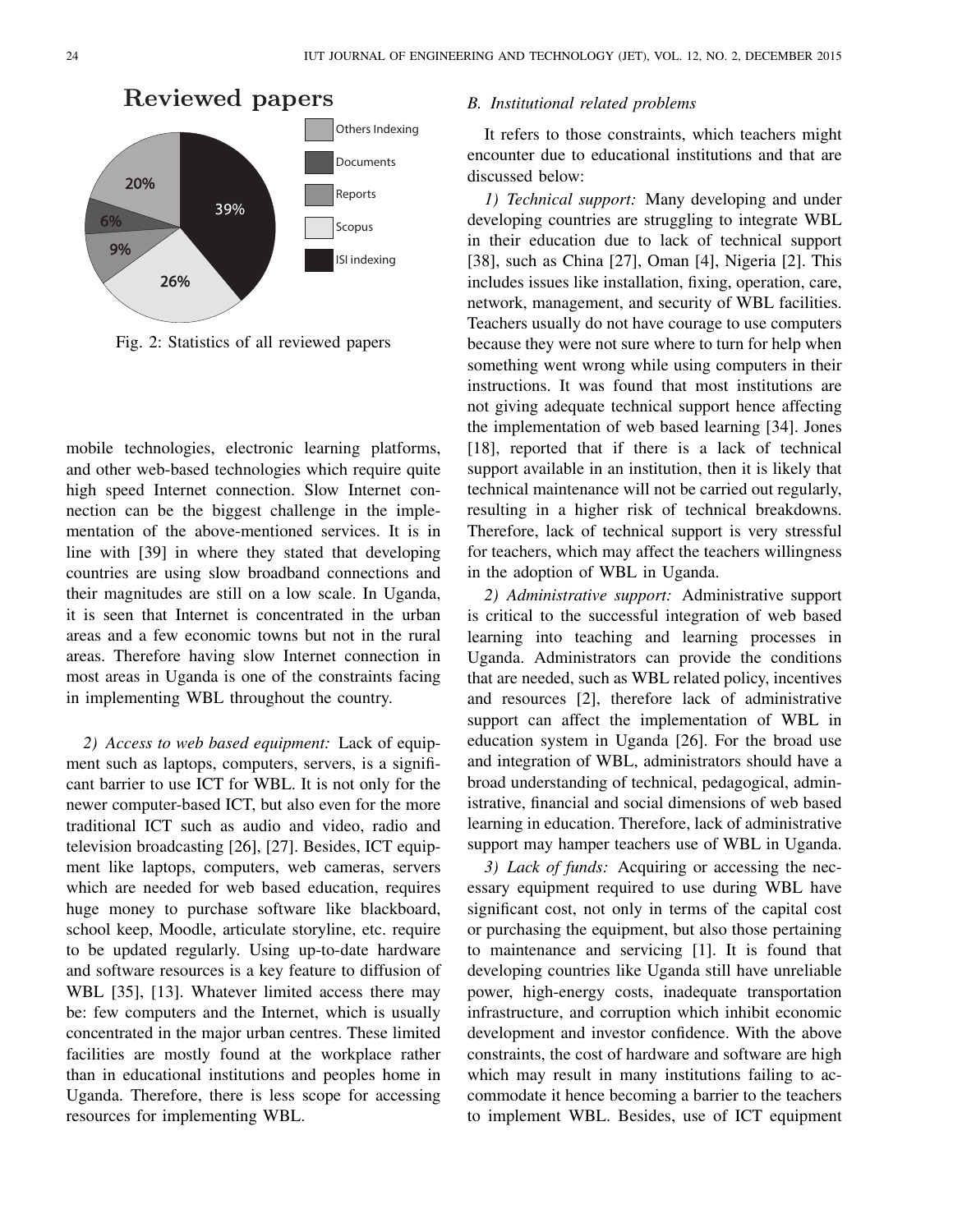Reviewed papers

Others Indexing: 20%
Documents: 6%
Reports: 9%
Scopus: 26%
ISI indexing: 39%

Fig. 2: Statistics of all reviewed papers

mobile technologies, electronic learning platforms, and other web-based technologies which require quite high speed Internet connection. Slow Internet connection can be the biggest challenge in the implementation of the above-mentioned services. It is in line with [39] in where they stated that developing countries are using slow broadband connections and their magnitudes are still on a low scale. In Uganda, it is seen that Internet is concentrated in the urban areas and a few economic towns but not in the rural areas. Therefore having slow Internet connection in most areas in Uganda is one of the constraints facing in implementing WBL throughout the country.

*2) Access to web based equipment:* Lack of equipment such as laptops, computers, servers, is a significant barrier to use ICT for WBL. It is not only for the newer computer-based ICT, but also even for the more traditional ICT such as audio and video, radio and television broadcasting [26], [27]. Besides, ICT equipment like laptops, computers, web cameras, servers which are needed for web based education, requires huge money to purchase software like blackboard, school keep, Moodle, articulate storyline, etc. require to be updated regularly. Using up-to-date hardware and software resources is a key feature to diffusion of WBL [35], [13]. Whatever limited access there may be: few computers and the Internet, which is usually concentrated in the major urban centres. These limited facilities are mostly found at the workplace rather than in educational institutions and peoples home in Uganda. Therefore, there is less scope for accessing resources for implementing WBL.

### B. Institutional related problems

It refers to those constraints, which teachers might encounter due to educational institutions and that are discussed below:

*1) Technical support:* Many developing and under developing countries are struggling to integrate WBL in their education due to lack of technical support [38], such as China [27], Oman [4], Nigeria [2]. This includes issues like installation, fixing, operation, care, network, management, and security of WBL facilities. Teachers usually do not have courage to use computers because they were not sure where to turn for help when something went wrong while using computers in their instructions. It was found that most institutions are not giving adequate technical support hence affecting the implementation of web based learning [34]. Jones [18], reported that if there is a lack of technical support available in an institution, then it is likely that technical maintenance will not be carried out regularly, resulting in a higher risk of technical breakdowns. Therefore, lack of technical support is very stressful for teachers, which may affect the teachers willingness in the adoption of WBL in Uganda.

*2) Administrative support:* Administrative support is critical to the successful integration of web based learning into teaching and learning processes in Uganda. Administrators can provide the conditions that are needed, such as WBL related policy, incentives and resources [2], therefore lack of administrative support can affect the implementation of WBL in education system in Uganda [26]. For the broad use and integration of WBL, administrators should have a broad understanding of technical, pedagogical, administrative, financial and social dimensions of web based learning in education. Therefore, lack of administrative support may hamper teachers use of WBL in Uganda.

*3) Lack of funds:* Acquiring or accessing the necessary equipment required to use during WBL have significant cost, not only in terms of the capital cost or purchasing the equipment, but also those pertaining to maintenance and servicing [1]. It is found that developing countries like Uganda still have unreliable power, high-energy costs, inadequate transportation infrastructure, and corruption which inhibit economic development and investor confidence. With the above constraints, the cost of hardware and software are high which may result in many institutions failing to accommodate it hence becoming a barrier to the teachers to implement WBL. Besides, use of ICT equipment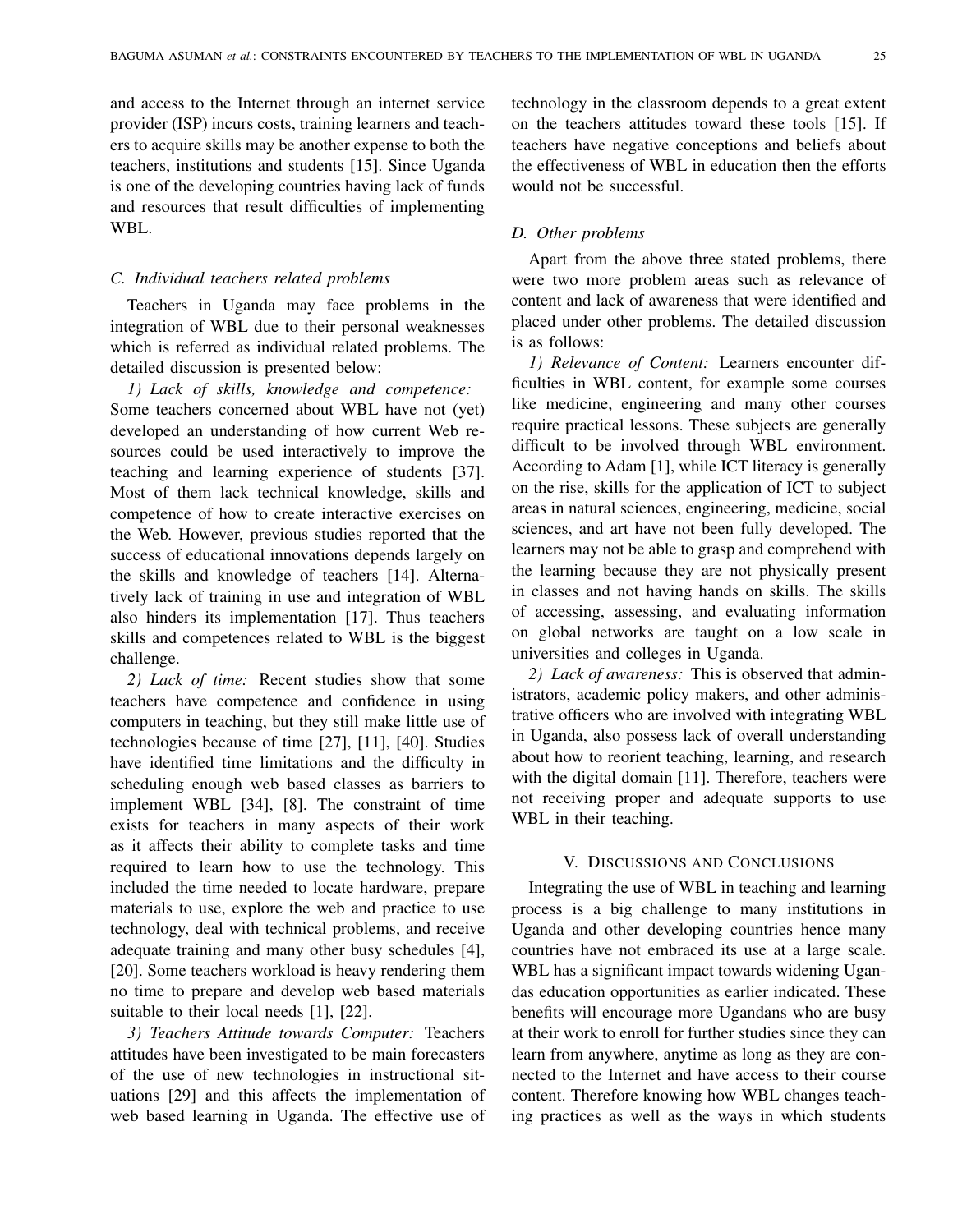and access to the Internet through an internet service provider (ISP) incurs costs, training learners and teachers to acquire skills may be another expense to both the teachers, institutions and students [15]. Since Uganda is one of the developing countries having lack of funds and resources that result difficulties of implementing WBL.

### C. Individual teachers related problems

Teachers in Uganda may face problems in the integration of WBL due to their personal weaknesses which is referred as individual related problems. The detailed discussion is presented below:

*1) Lack of skills, knowledge and competence:* Some teachers concerned about WBL have not (yet) developed an understanding of how current Web resources could be used interactively to improve the teaching and learning experience of students [37]. Most of them lack technical knowledge, skills and competence of how to create interactive exercises on the Web. However, previous studies reported that the success of educational innovations depends largely on the skills and knowledge of teachers [14]. Alternatively lack of training in use and integration of WBL also hinders its implementation [17]. Thus teachers skills and competences related to WBL is the biggest challenge.

*2) Lack of time:* Recent studies show that some teachers have competence and confidence in using computers in teaching, but they still make little use of technologies because of time [27], [11], [40]. Studies have identified time limitations and the difficulty in scheduling enough web based classes as barriers to implement WBL [34], [8]. The constraint of time exists for teachers in many aspects of their work as it affects their ability to complete tasks and time required to learn how to use the technology. This included the time needed to locate hardware, prepare materials to use, explore the web and practice to use technology, deal with technical problems, and receive adequate training and many other busy schedules [4], [20]. Some teachers workload is heavy rendering them no time to prepare and develop web based materials suitable to their local needs [1], [22].

*3) Teachers Attitude towards Computer:* Teachers attitudes have been investigated to be main forecasters of the use of new technologies in instructional situations [29] and this affects the implementation of web based learning in Uganda. The effective use of technology in the classroom depends to a great extent on the teachers attitudes toward these tools [15]. If teachers have negative conceptions and beliefs about the effectiveness of WBL in education then the efforts would not be successful.

### D. Other problems

Apart from the above three stated problems, there were two more problem areas such as relevance of content and lack of awareness that were identified and placed under other problems. The detailed discussion is as follows:

*1) Relevance of Content:* Learners encounter difficulties in WBL content, for example some courses like medicine, engineering and many other courses require practical lessons. These subjects are generally difficult to be involved through WBL environment. According to Adam [1], while ICT literacy is generally on the rise, skills for the application of ICT to subject areas in natural sciences, engineering, medicine, social sciences, and art have not been fully developed. The learners may not be able to grasp and comprehend with the learning because they are not physically present in classes and not having hands on skills. The skills of accessing, assessing, and evaluating information on global networks are taught on a low scale in universities and colleges in Uganda.

*2) Lack of awareness:* This is observed that administrators, academic policy makers, and other administrative officers who are involved with integrating WBL in Uganda, also possess lack of overall understanding about how to reorient teaching, learning, and research with the digital domain [11]. Therefore, teachers were not receiving proper and adequate supports to use WBL in their teaching.

## V. Discussions and Conclusions

Integrating the use of WBL in teaching and learning process is a big challenge to many institutions in Uganda and other developing countries hence many countries have not embraced its use at a large scale. WBL has a significant impact towards widening Ugandas education opportunities as earlier indicated. These benefits will encourage more Ugandans who are busy at their work to enroll for further studies since they can learn from anywhere, anytime as long as they are connected to the Internet and have access to their course content. Therefore knowing how WBL changes teaching practices as well as the ways in which students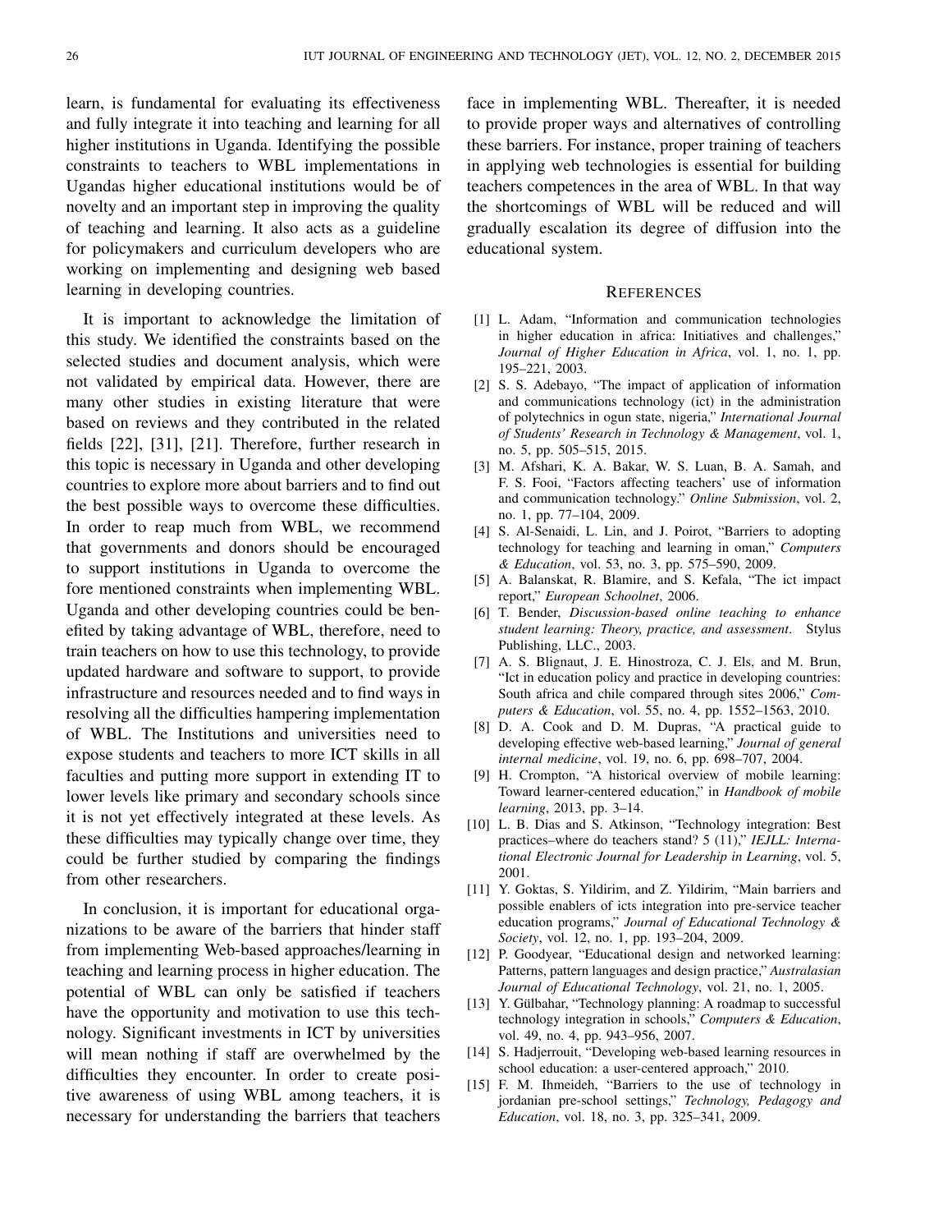learn, is fundamental for evaluating its effectiveness and fully integrate it into teaching and learning for all higher institutions in Uganda. Identifying the possible constraints to teachers to WBL implementations in Ugandas higher educational institutions would be of novelty and an important step in improving the quality of teaching and learning. It also acts as a guideline for policymakers and curriculum developers who are working on implementing and designing web based learning in developing countries.

It is important to acknowledge the limitation of this study. We identified the constraints based on the selected studies and document analysis, which were not validated by empirical data. However, there are many other studies in existing literature that were based on reviews and they contributed in the related fields [22], [31], [21]. Therefore, further research in this topic is necessary in Uganda and other developing countries to explore more about barriers and to find out the best possible ways to overcome these difficulties. In order to reap much from WBL, we recommend that governments and donors should be encouraged to support institutions in Uganda to overcome the fore mentioned constraints when implementing WBL. Uganda and other developing countries could be benefited by taking advantage of WBL, therefore, need to train teachers on how to use this technology, to provide updated hardware and software to support, to provide infrastructure and resources needed and to find ways in resolving all the difficulties hampering implementation of WBL. The Institutions and universities need to expose students and teachers to more ICT skills in all faculties and putting more support in extending IT to lower levels like primary and secondary schools since it is not yet effectively integrated at these levels. As these difficulties may typically change over time, they could be further studied by comparing the findings from other researchers.

In conclusion, it is important for educational organizations to be aware of the barriers that hinder staff from implementing Web-based approaches/learning in teaching and learning process in higher education. The potential of WBL can only be satisfied if teachers have the opportunity and motivation to use this technology. Significant investments in ICT by universities will mean nothing if staff are overwhelmed by the difficulties they encounter. In order to create positive awareness of using WBL among teachers, it is necessary for understanding the barriers that teachers face in implementing WBL. Thereafter, it is needed to provide proper ways and alternatives of controlling these barriers. For instance, proper training of teachers in applying web technologies is essential for building teachers competences in the area of WBL. In that way the shortcomings of WBL will be reduced and will gradually escalation its degree of diffusion into the educational system.

## References

[1] L. Adam, "Information and communication technologies in higher education in africa: Initiatives and challenges," *Journal of Higher Education in Africa*, vol. 1, no. 1, pp. 195–221, 2003.

[2] S. S. Adebayo, "The impact of application of information and communications technology (ict) in the administration of polytechnics in ogun state, nigeria," *International Journal of Students' Research in Technology & Management*, vol. 1, no. 5, pp. 505–515, 2015.

[3] M. Afshari, K. A. Bakar, W. S. Luan, B. A. Samah, and F. S. Fooi, "Factors affecting teachers' use of information and communication technology." *Online Submission*, vol. 2, no. 1, pp. 77–104, 2009.

[4] S. Al-Senaidi, L. Lin, and J. Poirot, "Barriers to adopting technology for teaching and learning in oman," *Computers & Education*, vol. 53, no. 3, pp. 575–590, 2009.

[5] A. Balanskat, R. Blamire, and S. Kefala, "The ict impact report," *European Schoolnet*, 2006.

[6] T. Bender, *Discussion-based online teaching to enhance student learning: Theory, practice, and assessment*. Stylus Publishing, LLC., 2003.

[7] A. S. Blignaut, J. E. Hinostroza, C. J. Els, and M. Brun, "Ict in education policy and practice in developing countries: South africa and chile compared through sites 2006," *Computers & Education*, vol. 55, no. 4, pp. 1552–1563, 2010.

[8] D. A. Cook and D. M. Dupras, "A practical guide to developing effective web-based learning," *Journal of general internal medicine*, vol. 19, no. 6, pp. 698–707, 2004.

[9] H. Crompton, "A historical overview of mobile learning: Toward learner-centered education," in *Handbook of mobile learning*, 2013, pp. 3–14.

[10] L. B. Dias and S. Atkinson, "Technology integration: Best practices–where do teachers stand? 5 (11)," *IEJLL: International Electronic Journal for Leadership in Learning*, vol. 5, 2001.

[11] Y. Goktas, S. Yildirim, and Z. Yildirim, "Main barriers and possible enablers of icts integration into pre-service teacher education programs," *Journal of Educational Technology & Society*, vol. 12, no. 1, pp. 193–204, 2009.

[12] P. Goodyear, "Educational design and networked learning: Patterns, pattern languages and design practice," *Australasian Journal of Educational Technology*, vol. 21, no. 1, 2005.

[13] Y. Gülbahar, "Technology planning: A roadmap to successful technology integration in schools," *Computers & Education*, vol. 49, no. 4, pp. 943–956, 2007.

[14] S. Hadjerrouit, "Developing web-based learning resources in school education: a user-centered approach," 2010.

[15] F. M. Ihmeideh, "Barriers to the use of technology in jordanian pre-school settings," *Technology, Pedagogy and Education*, vol. 18, no. 3, pp. 325–341, 2009.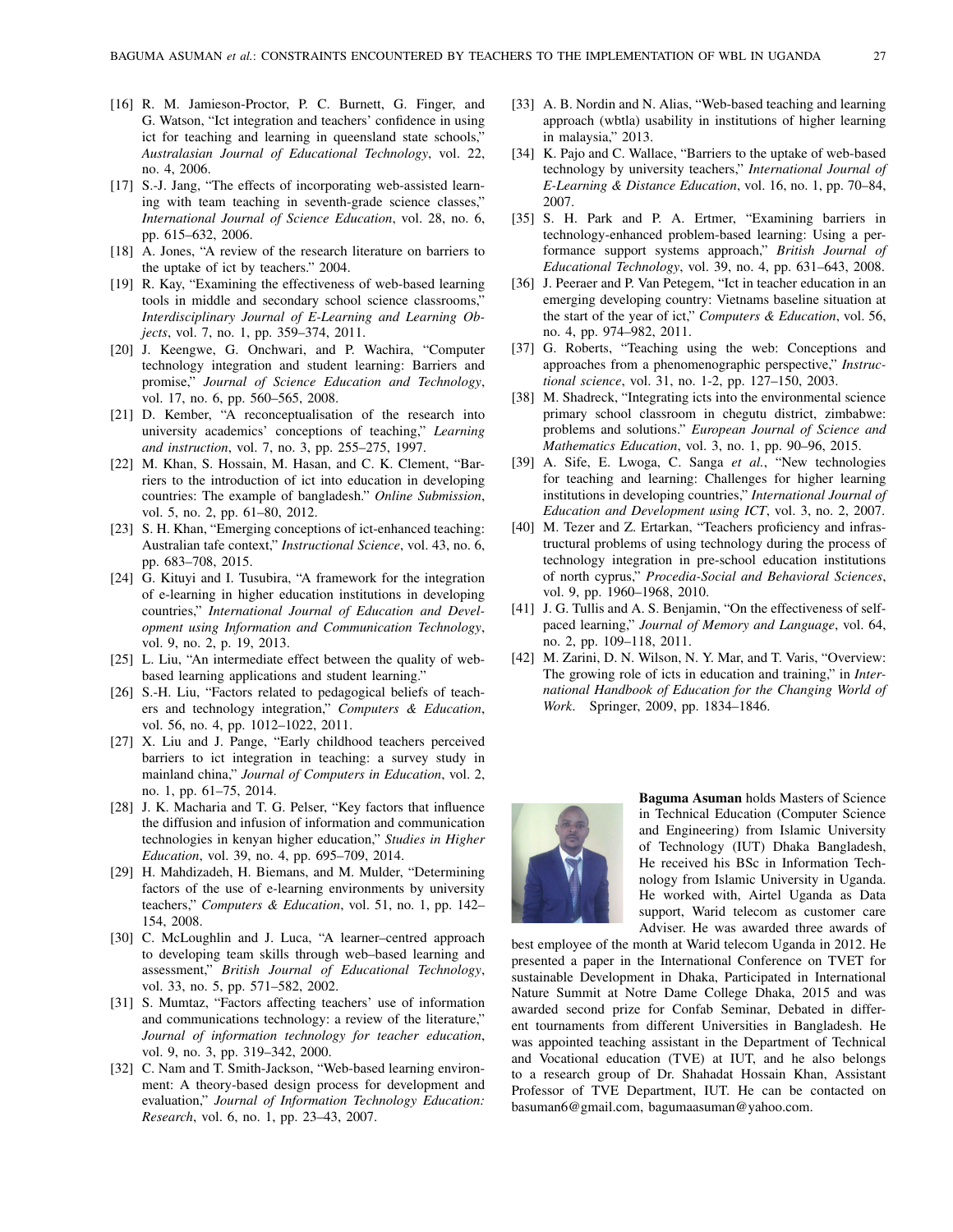[16] R. M. Jamieson-Proctor, P. C. Burnett, G. Finger, and G. Watson, "Ict integration and teachers' confidence in using ict for teaching and learning in queensland state schools," *Australasian Journal of Educational Technology*, vol. 22, no. 4, 2006.

[17] S.-J. Jang, "The effects of incorporating web-assisted learning with team teaching in seventh-grade science classes," *International Journal of Science Education*, vol. 28, no. 6, pp. 615–632, 2006.

[18] A. Jones, "A review of the research literature on barriers to the uptake of ict by teachers." 2004.

[19] R. Kay, "Examining the effectiveness of web-based learning tools in middle and secondary school science classrooms," *Interdisciplinary Journal of E-Learning and Learning Objects*, vol. 7, no. 1, pp. 359–374, 2011.

[20] J. Keengwe, G. Onchwari, and P. Wachira, "Computer technology integration and student learning: Barriers and promise," *Journal of Science Education and Technology*, vol. 17, no. 6, pp. 560–565, 2008.

[21] D. Kember, "A reconceptualisation of the research into university academics' conceptions of teaching," *Learning and instruction*, vol. 7, no. 3, pp. 255–275, 1997.

[22] M. Khan, S. Hossain, M. Hasan, and C. K. Clement, "Barriers to the introduction of ict into education in developing countries: The example of bangladesh." *Online Submission*, vol. 5, no. 2, pp. 61–80, 2012.

[23] S. H. Khan, "Emerging conceptions of ict-enhanced teaching: Australian tafe context," *Instructional Science*, vol. 43, no. 6, pp. 683–708, 2015.

[24] G. Kituyi and I. Tusubira, "A framework for the integration of e-learning in higher education institutions in developing countries," *International Journal of Education and Development using Information and Communication Technology*, vol. 9, no. 2, p. 19, 2013.

[25] L. Liu, "An intermediate effect between the quality of web-based learning applications and student learning."

[26] S.-H. Liu, "Factors related to pedagogical beliefs of teachers and technology integration," *Computers & Education*, vol. 56, no. 4, pp. 1012–1022, 2011.

[27] X. Liu and J. Pange, "Early childhood teachers perceived barriers to ict integration in teaching: a survey study in mainland china," *Journal of Computers in Education*, vol. 2, no. 1, pp. 61–75, 2014.

[28] J. K. Macharia and T. G. Pelser, "Key factors that influence the diffusion and infusion of information and communication technologies in kenyan higher education," *Studies in Higher Education*, vol. 39, no. 4, pp. 695–709, 2014.

[29] H. Mahdizadeh, H. Biemans, and M. Mulder, "Determining factors of the use of e-learning environments by university teachers," *Computers & Education*, vol. 51, no. 1, pp. 142–154, 2008.

[30] C. McLoughlin and J. Luca, "A learner–centred approach to developing team skills through web–based learning and assessment," *British Journal of Educational Technology*, vol. 33, no. 5, pp. 571–582, 2002.

[31] S. Mumtaz, "Factors affecting teachers' use of information and communications technology: a review of the literature," *Journal of information technology for teacher education*, vol. 9, no. 3, pp. 319–342, 2000.

[32] C. Nam and T. Smith-Jackson, "Web-based learning environment: A theory-based design process for development and evaluation," *Journal of Information Technology Education: Research*, vol. 6, no. 1, pp. 23–43, 2007.

[33] A. B. Nordin and N. Alias, "Web-based teaching and learning approach (wbtla) usability in institutions of higher learning in malaysia," 2013.

[34] K. Pajo and C. Wallace, "Barriers to the uptake of web-based technology by university teachers," *International Journal of E-Learning & Distance Education*, vol. 16, no. 1, pp. 70–84, 2007.

[35] S. H. Park and P. A. Ertmer, "Examining barriers in technology-enhanced problem-based learning: Using a performance support systems approach," *British Journal of Educational Technology*, vol. 39, no. 4, pp. 631–643, 2008.

[36] J. Peeraer and P. Van Petegem, "Ict in teacher education in an emerging developing country: Vietnams baseline situation at the start of the year of ict," *Computers & Education*, vol. 56, no. 4, pp. 974–982, 2011.

[37] G. Roberts, "Teaching using the web: Conceptions and approaches from a phenomenographic perspective," *Instructional science*, vol. 31, no. 1-2, pp. 127–150, 2003.

[38] M. Shadreck, "Integrating icts into the environmental science primary school classroom in chegutu district, zimbabwe: problems and solutions." *European Journal of Science and Mathematics Education*, vol. 3, no. 1, pp. 90–96, 2015.

[39] A. Sife, E. Lwoga, C. Sanga *et al.*, "New technologies for teaching and learning: Challenges for higher learning institutions in developing countries," *International Journal of Education and Development using ICT*, vol. 3, no. 2, 2007.

[40] M. Tezer and Z. Ertarkan, "Teachers proficiency and infrastructural problems of using technology during the process of technology integration in pre-school education institutions of north cyprus," *Procedia-Social and Behavioral Sciences*, vol. 9, pp. 1960–1968, 2010.

[41] J. G. Tullis and A. S. Benjamin, "On the effectiveness of self-paced learning," *Journal of Memory and Language*, vol. 64, no. 2, pp. 109–118, 2011.

[42] M. Zarini, D. N. Wilson, N. Y. Mar, and T. Varis, "Overview: The growing role of icts in education and training," in *International Handbook of Education for the Changing World of Work*. Springer, 2009, pp. 1834–1846.

**Baguma Asuman** holds Masters of Science in Technical Education (Computer Science and Engineering) from Islamic University of Technology (IUT) Dhaka Bangladesh, He received his BSc in Information Technology from Islamic University in Uganda. He worked with, Airtel Uganda as Data support, Warid telecom as customer care Adviser. He was awarded three awards of best employee of the month at Warid telecom Uganda in 2012. He presented a paper in the International Conference on TVET for sustainable Development in Dhaka, Participated in International Nature Summit at Notre Dame College Dhaka, 2015 and was awarded second prize for Confab Seminar, Debated in different tournaments from different Universities in Bangladesh. He was appointed teaching assistant in the Department of Technical and Vocational education (TVE) at IUT, and he also belongs to a research group of Dr. Shahadat Hossain Khan, Assistant Professor of TVE Department, IUT. He can be contacted on basuman6@gmail.com, bagumaasuman@yahoo.com.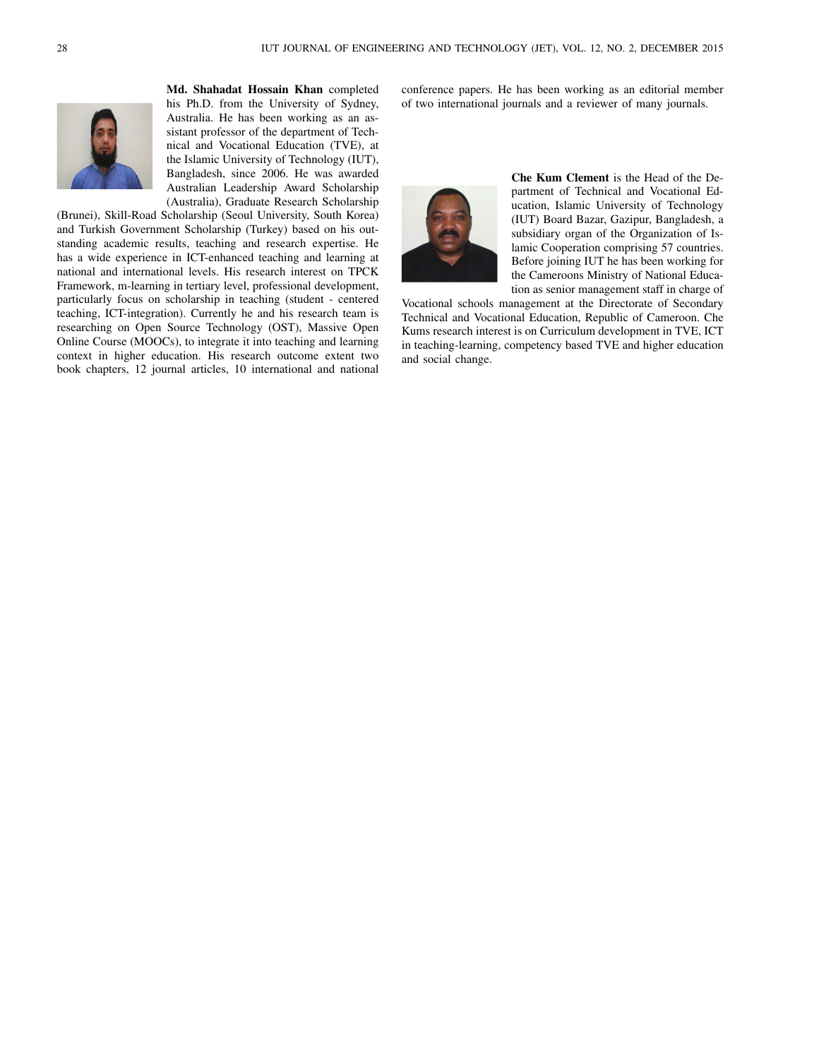**Md. Shahadat Hossain Khan** completed his Ph.D. from the University of Sydney, Australia. He has been working as an assistant professor of the department of Technical and Vocational Education (TVE), at the Islamic University of Technology (IUT), Bangladesh, since 2006. He was awarded Australian Leadership Award Scholarship (Australia), Graduate Research Scholarship (Brunei), Skill-Road Scholarship (Seoul University, South Korea) and Turkish Government Scholarship (Turkey) based on his outstanding academic results, teaching and research expertise. He has a wide experience in ICT-enhanced teaching and learning at national and international levels. His research interest on TPCK Framework, m-learning in tertiary level, professional development, particularly focus on scholarship in teaching (student - centered teaching, ICT-integration). Currently he and his research team is researching on Open Source Technology (OST), Massive Open Online Course (MOOCs), to integrate it into teaching and learning context in higher education. His research outcome extent two book chapters, 12 journal articles, 10 international and national conference papers. He has been working as an editorial member of two international journals and a reviewer of many journals.

**Che Kum Clement** is the Head of the Department of Technical and Vocational Education, Islamic University of Technology (IUT) Board Bazar, Gazipur, Bangladesh, a subsidiary organ of the Organization of Islamic Cooperation comprising 57 countries. Before joining IUT he has been working for the Cameroons Ministry of National Education as senior management staff in charge of Vocational schools management at the Directorate of Secondary Technical and Vocational Education, Republic of Cameroon. Che Kums research interest is on Curriculum development in TVE, ICT in teaching-learning, competency based TVE and higher education and social change.